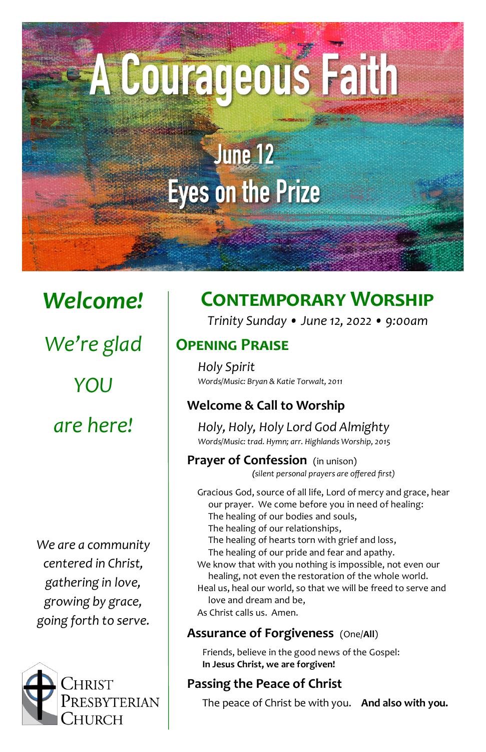# A Courageous Faith

## June 12
## Eyes on the Prize

*Welcome!*

*We're glad*

*YOU*

*are here!*

*We are a community centered in Christ, gathering in love, growing by grace, going forth to serve.*

CHRIST PRESBYTERIAN CHURCH

# Contemporary Worship

*Trinity Sunday • June 12, 2022 • 9:00am*

## Opening Praise

*Holy Spirit*
*Words/Music: Bryan & Katie Torwalt, 2011*

### Welcome & Call to Worship

*Holy, Holy, Holy Lord God Almighty*
*Words/Music: trad. Hymn; arr. Highlands Worship, 2015*

### Prayer of Confession (in unison)

*(silent personal prayers are offered first)*

Gracious God, source of all life, Lord of mercy and grace, hear our prayer. We come before you in need of healing:
The healing of our bodies and souls,
The healing of our relationships,
The healing of hearts torn with grief and loss,
The healing of our pride and fear and apathy.
We know that with you nothing is impossible, not even our healing, not even the restoration of the whole world.
Heal us, heal our world, so that we will be freed to serve and love and dream and be,
As Christ calls us. Amen.

### Assurance of Forgiveness (One/**All**)

Friends, believe in the good news of the Gospel:
**In Jesus Christ, we are forgiven!**

### Passing the Peace of Christ

The peace of Christ be with you. **And also with you.**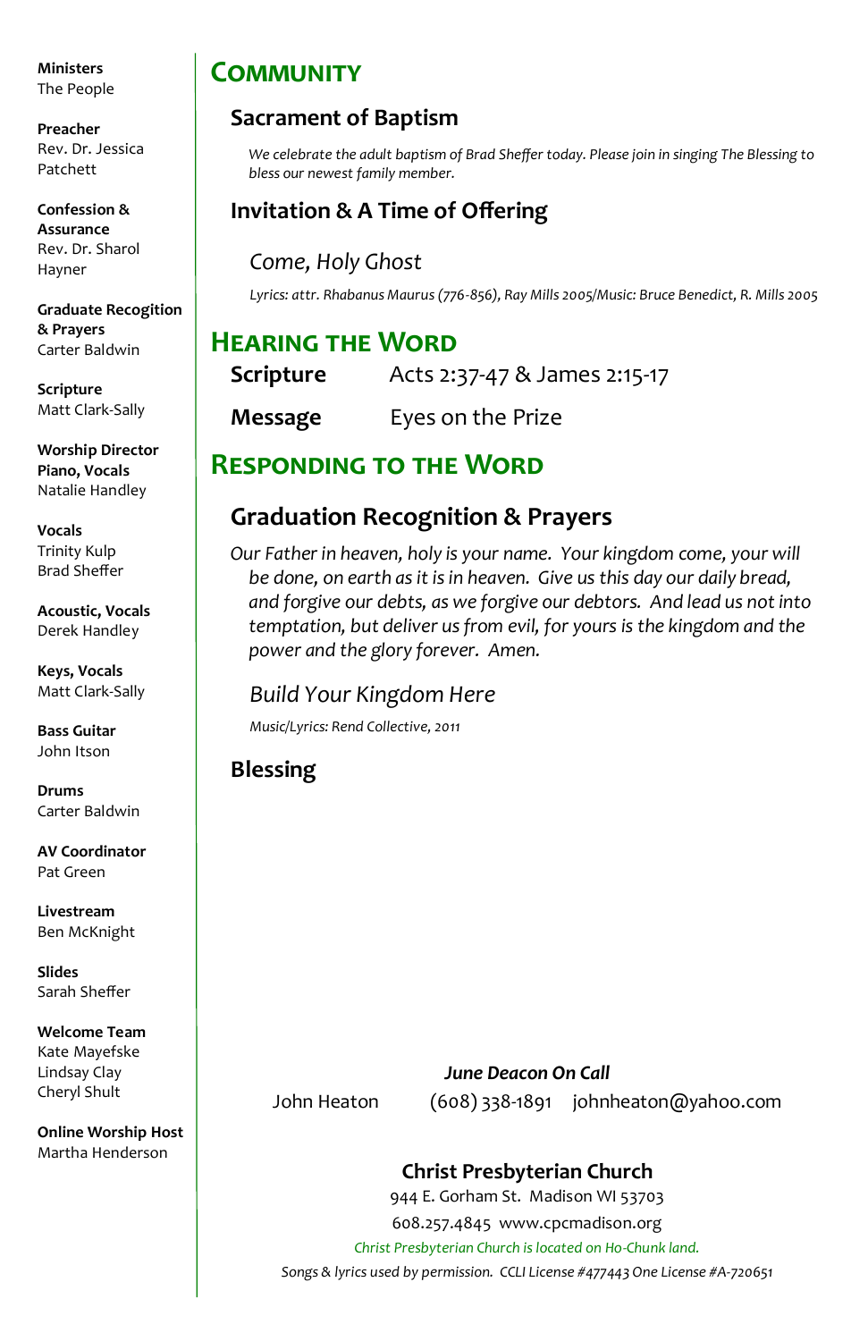**Ministers**
The People

**Preacher**
Rev. Dr. Jessica Patchett

**Confession & Assurance**
Rev. Dr. Sharol Hayner

**Graduate Recogition & Prayers**
Carter Baldwin

**Scripture**
Matt Clark-Sally

**Worship Director Piano, Vocals**
Natalie Handley

**Vocals**
Trinity Kulp
Brad Sheffer

**Acoustic, Vocals**
Derek Handley

**Keys, Vocals**
Matt Clark-Sally

**Bass Guitar**
John Itson

**Drums**
Carter Baldwin

**AV Coordinator**
Pat Green

**Livestream**
Ben McKnight

**Slides**
Sarah Sheffer

**Welcome Team**
Kate Mayefske
Lindsay Clay
Cheryl Shult

**Online Worship Host**
Martha Henderson

# Community

## Sacrament of Baptism

*We celebrate the adult baptism of Brad Sheffer today. Please join in singing The Blessing to bless our newest family member.*

## Invitation & A Time of Offering

*Come, Holy Ghost*

*Lyrics: attr. Rhabanus Maurus (776-856), Ray Mills 2005/Music: Bruce Benedict, R. Mills 2005*

# Hearing the Word

**Scripture** Acts 2:37-47 & James 2:15-17

**Message** Eyes on the Prize

# Responding to the Word

## Graduation Recognition & Prayers

*Our Father in heaven, holy is your name. Your kingdom come, your will be done, on earth as it is in heaven. Give us this day our daily bread, and forgive our debts, as we forgive our debtors. And lead us not into temptation, but deliver us from evil, for yours is the kingdom and the power and the glory forever. Amen.*

*Build Your Kingdom Here*

*Music/Lyrics: Rend Collective, 2011*

## Blessing

***June Deacon On Call***

John Heaton (608) 338-1891 johnheaton@yahoo.com

**Christ Presbyterian Church**
944 E. Gorham St. Madison WI 53703
608.257.4845 www.cpcmadison.org
*Christ Presbyterian Church is located on Ho-Chunk land.*
*Songs & lyrics used by permission. CCLI License #477443 One License #A-720651*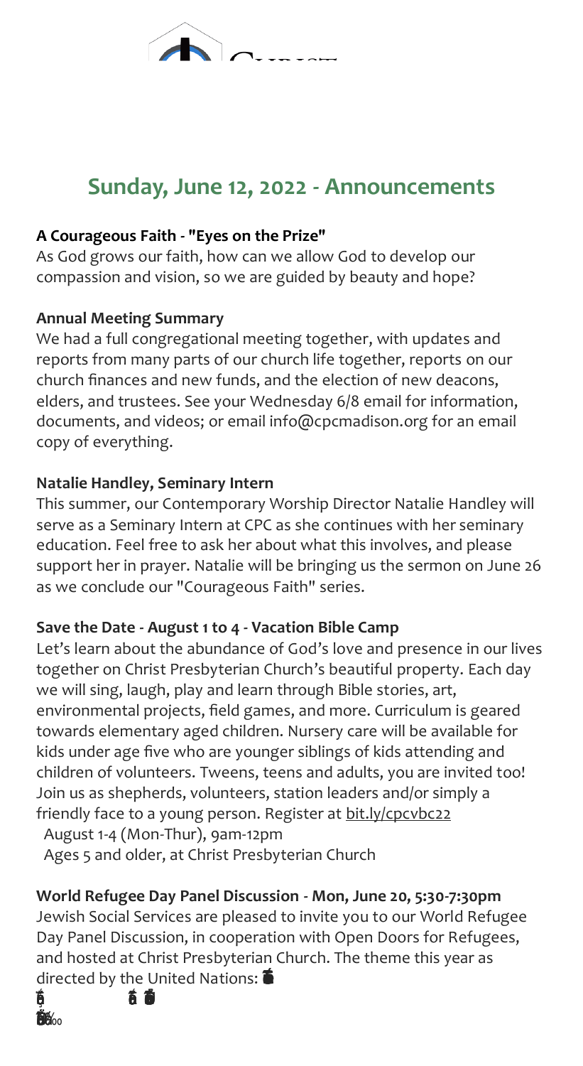## Sunday, June 12, 2022 - Announcements

**A Courageous Faith - "Eyes on the Prize"**

As God grows our faith, how can we allow God to develop our compassion and vision, so we are guided by beauty and hope?

**Annual Meeting Summary**

We had a full congregational meeting together, with updates and reports from many parts of our church life together, reports on our church finances and new funds, and the election of new deacons, elders, and trustees. See your Wednesday 6/8 email for information, documents, and videos; or email info@cpcmadison.org for an email copy of everything.

**Natalie Handley, Seminary Intern**

This summer, our Contemporary Worship Director Natalie Handley will serve as a Seminary Intern at CPC as she continues with her seminary education. Feel free to ask her about what this involves, and please support her in prayer. Natalie will be bringing us the sermon on June 26 as we conclude our "Courageous Faith" series.

**Save the Date - August 1 to 4 - Vacation Bible Camp**

Let's learn about the abundance of God's love and presence in our lives together on Christ Presbyterian Church's beautiful property. Each day we will sing, laugh, play and learn through Bible stories, art, environmental projects, field games, and more. Curriculum is geared towards elementary aged children. Nursery care will be available for kids under age five who are younger siblings of kids attending and children of volunteers. Tweens, teens and adults, you are invited too! Join us as shepherds, volunteers, station leaders and/or simply a friendly face to a young person. Register at bit.ly/cpcvbc22

August 1-4 (Mon-Thur), 9am-12pm

Ages 5 and older, at Christ Presbyterian Church

**World Refugee Day Panel Discussion - Mon, June 20, 5:30-7:30pm**

Jewish Social Services are pleased to invite you to our World Refugee Day Panel Discussion, in cooperation with Open Doors for Refugees, and hosted at Christ Presbyterian Church. The theme this year as directed by the United Nations: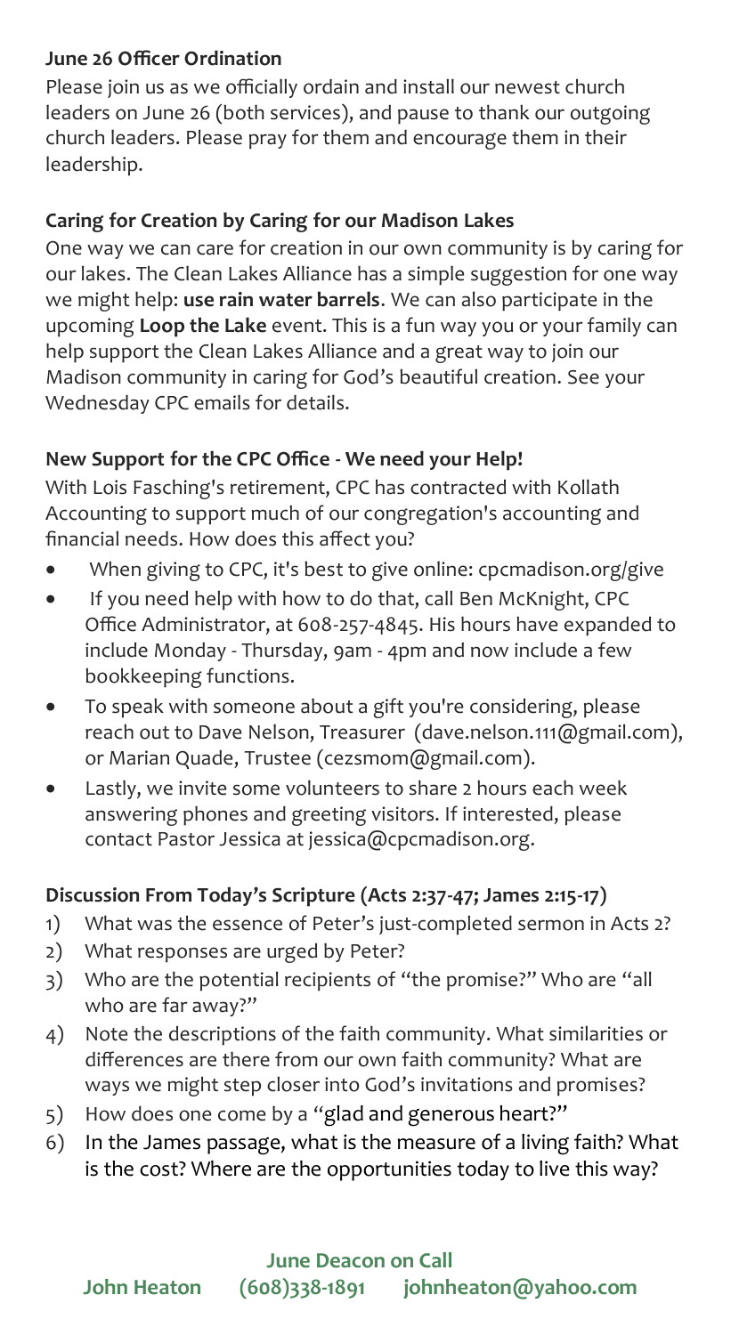**June 26 Officer Ordination**

Please join us as we officially ordain and install our newest church leaders on June 26 (both services), and pause to thank our outgoing church leaders. Please pray for them and encourage them in their leadership.

**Caring for Creation by Caring for our Madison Lakes**

One way we can care for creation in our own community is by caring for our lakes. The Clean Lakes Alliance has a simple suggestion for one way we might help: **use rain water barrels**. We can also participate in the upcoming **Loop the Lake** event. This is a fun way you or your family can help support the Clean Lakes Alliance and a great way to join our Madison community in caring for God's beautiful creation. See your Wednesday CPC emails for details.

**New Support for the CPC Office - We need your Help!**

With Lois Fasching's retirement, CPC has contracted with Kollath Accounting to support much of our congregation's accounting and financial needs. How does this affect you?

- When giving to CPC, it's best to give online: cpcmadison.org/give
- If you need help with how to do that, call Ben McKnight, CPC Office Administrator, at 608-257-4845. His hours have expanded to include Monday - Thursday, 9am - 4pm and now include a few bookkeeping functions.
- To speak with someone about a gift you're considering, please reach out to Dave Nelson, Treasurer (dave.nelson.111@gmail.com), or Marian Quade, Trustee (cezsmom@gmail.com).
- Lastly, we invite some volunteers to share 2 hours each week answering phones and greeting visitors. If interested, please contact Pastor Jessica at jessica@cpcmadison.org.

**Discussion From Today's Scripture (Acts 2:37-47; James 2:15-17)**

1) What was the essence of Peter's just-completed sermon in Acts 2?
2) What responses are urged by Peter?
3) Who are the potential recipients of "the promise?" Who are "all who are far away?"
4) Note the descriptions of the faith community. What similarities or differences are there from our own faith community? What are ways we might step closer into God's invitations and promises?
5) How does one come by a "glad and generous heart?"
6) In the James passage, what is the measure of a living faith? What is the cost? Where are the opportunities today to live this way?

**June Deacon on Call**

**John Heaton (608)338-1891 johnheaton@yahoo.com**